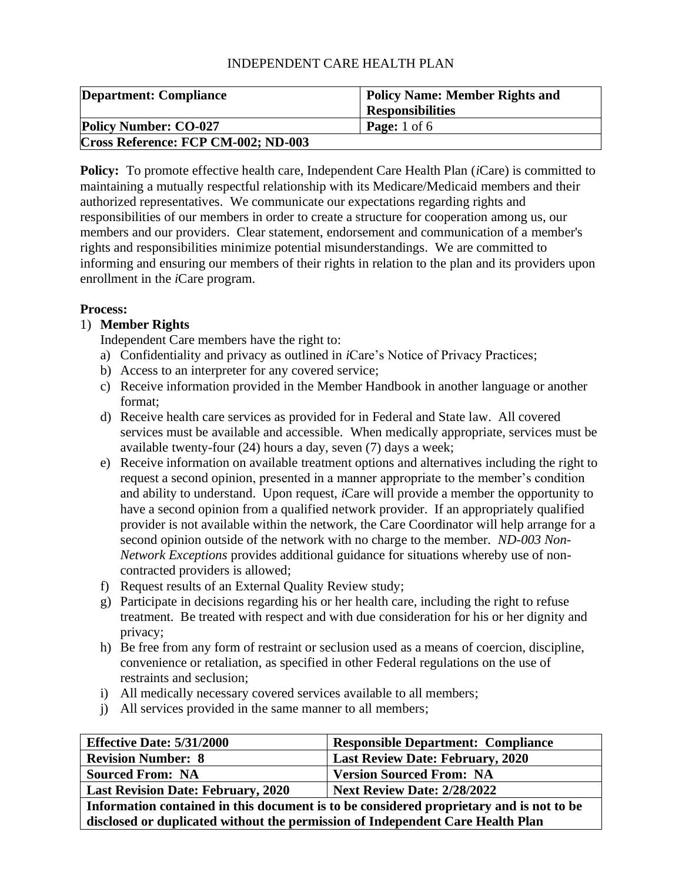INDEPENDENT CARE HEALTH PLAN

| **Department: Compliance** | **Policy Name: Member Rights and Responsibilities** |
| --- | --- |
| **Policy Number: CO-027** | **Page:** 1 of 6 |
| **Cross Reference: FCP CM-002; ND-003** | |

**Policy:** To promote effective health care, Independent Care Health Plan (*i*Care) is committed to maintaining a mutually respectful relationship with its Medicare/Medicaid members and their authorized representatives. We communicate our expectations regarding rights and responsibilities of our members in order to create a structure for cooperation among us, our members and our providers. Clear statement, endorsement and communication of a member's rights and responsibilities minimize potential misunderstandings. We are committed to informing and ensuring our members of their rights in relation to the plan and its providers upon enrollment in the *i*Care program.

**Process:**

1) **Member Rights**

   Independent Care members have the right to:

   a) Confidentiality and privacy as outlined in *i*Care's Notice of Privacy Practices;
   b) Access to an interpreter for any covered service;
   c) Receive information provided in the Member Handbook in another language or another format;
   d) Receive health care services as provided for in Federal and State law. All covered services must be available and accessible. When medically appropriate, services must be available twenty-four (24) hours a day, seven (7) days a week;
   e) Receive information on available treatment options and alternatives including the right to request a second opinion, presented in a manner appropriate to the member's condition and ability to understand. Upon request, *i*Care will provide a member the opportunity to have a second opinion from a qualified network provider. If an appropriately qualified provider is not available within the network, the Care Coordinator will help arrange for a second opinion outside of the network with no charge to the member. *ND-003 Non-Network Exceptions* provides additional guidance for situations whereby use of non-contracted providers is allowed;
   f) Request results of an External Quality Review study;
   g) Participate in decisions regarding his or her health care, including the right to refuse treatment. Be treated with respect and with due consideration for his or her dignity and privacy;
   h) Be free from any form of restraint or seclusion used as a means of coercion, discipline, convenience or retaliation, as specified in other Federal regulations on the use of restraints and seclusion;
   i) All medically necessary covered services available to all members;
   j) All services provided in the same manner to all members;

| **Effective Date: 5/31/2000** | **Responsible Department: Compliance** |
| --- | --- |
| **Revision Number: 8** | **Last Review Date: February, 2020** |
| **Sourced From: NA** | **Version Sourced From: NA** |
| **Last Revision Date: February, 2020** | **Next Review Date: 2/28/2022** |
| **Information contained in this document is to be considered proprietary and is not to be disclosed or duplicated without the permission of Independent Care Health Plan** | |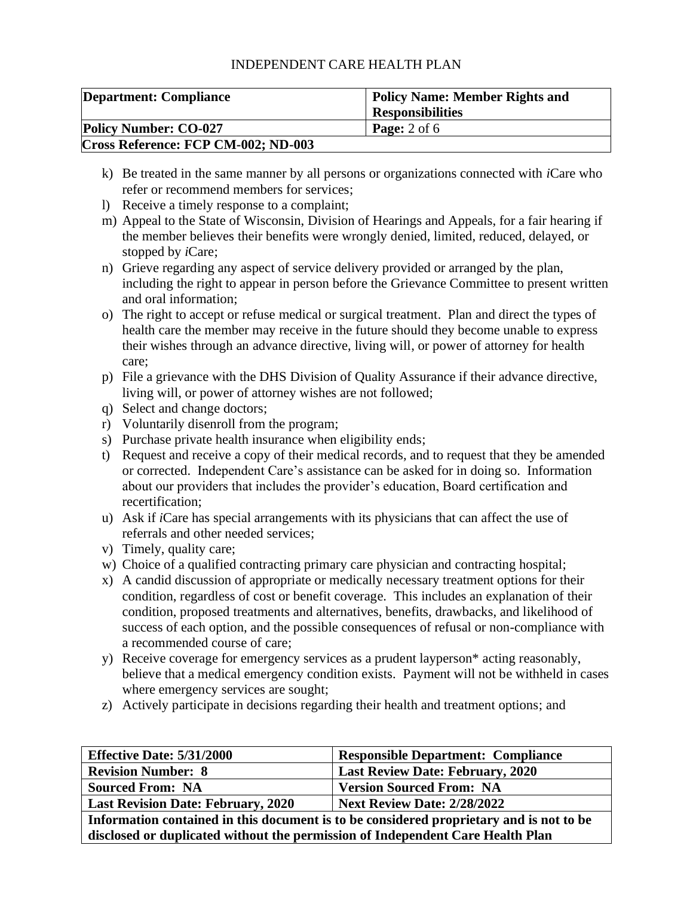k) Be treated in the same manner by all persons or organizations connected with *i*Care who refer or recommend members for services;
l) Receive a timely response to a complaint;
m) Appeal to the State of Wisconsin, Division of Hearings and Appeals, for a fair hearing if the member believes their benefits were wrongly denied, limited, reduced, delayed, or stopped by *i*Care;
n) Grieve regarding any aspect of service delivery provided or arranged by the plan, including the right to appear in person before the Grievance Committee to present written and oral information;
o) The right to accept or refuse medical or surgical treatment. Plan and direct the types of health care the member may receive in the future should they become unable to express their wishes through an advance directive, living will, or power of attorney for health care;
p) File a grievance with the DHS Division of Quality Assurance if their advance directive, living will, or power of attorney wishes are not followed;
q) Select and change doctors;
r) Voluntarily disenroll from the program;
s) Purchase private health insurance when eligibility ends;
t) Request and receive a copy of their medical records, and to request that they be amended or corrected. Independent Care's assistance can be asked for in doing so. Information about our providers that includes the provider's education, Board certification and recertification;
u) Ask if *i*Care has special arrangements with its physicians that can affect the use of referrals and other needed services;
v) Timely, quality care;
w) Choice of a qualified contracting primary care physician and contracting hospital;
x) A candid discussion of appropriate or medically necessary treatment options for their condition, regardless of cost or benefit coverage. This includes an explanation of their condition, proposed treatments and alternatives, benefits, drawbacks, and likelihood of success of each option, and the possible consequences of refusal or non-compliance with a recommended course of care;
y) Receive coverage for emergency services as a prudent layperson* acting reasonably, believe that a medical emergency condition exists. Payment will not be withheld in cases where emergency services are sought;
z) Actively participate in decisions regarding their health and treatment options; and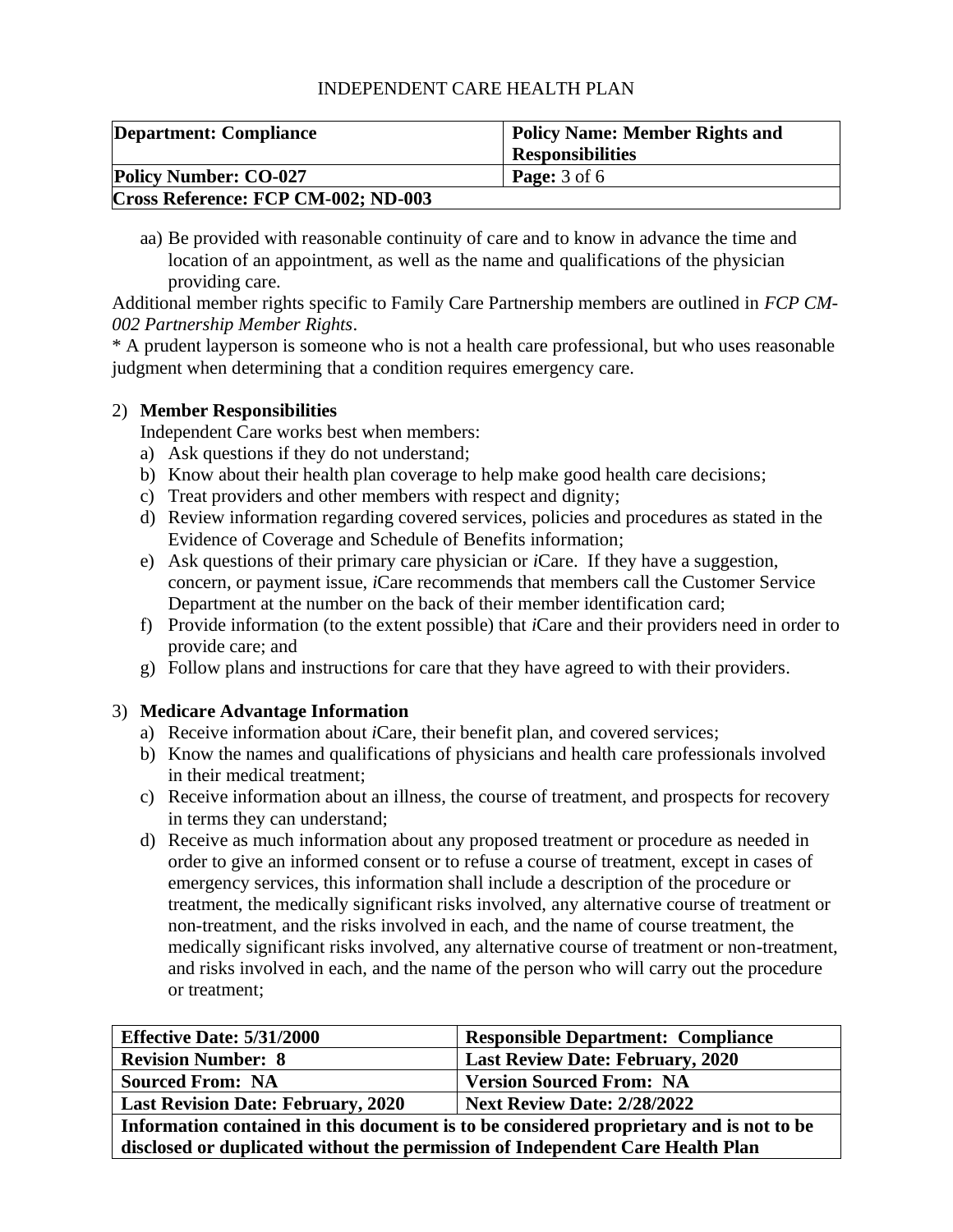| **Department: Compliance** | **Policy Name: Member Rights and Responsibilities** |
| --- | --- |
| **Policy Number: CO-027** | **Page:** 3 of 6 |
| **Cross Reference: FCP CM-002; ND-003** | |

aa) Be provided with reasonable continuity of care and to know in advance the time and location of an appointment, as well as the name and qualifications of the physician providing care.

Additional member rights specific to Family Care Partnership members are outlined in *FCP CM-002 Partnership Member Rights*.

* A prudent layperson is someone who is not a health care professional, but who uses reasonable judgment when determining that a condition requires emergency care.

2) **Member Responsibilities**

Independent Care works best when members:

a) Ask questions if they do not understand;
b) Know about their health plan coverage to help make good health care decisions;
c) Treat providers and other members with respect and dignity;
d) Review information regarding covered services, policies and procedures as stated in the Evidence of Coverage and Schedule of Benefits information;
e) Ask questions of their primary care physician or *i*Care. If they have a suggestion, concern, or payment issue, *i*Care recommends that members call the Customer Service Department at the number on the back of their member identification card;
f) Provide information (to the extent possible) that *i*Care and their providers need in order to provide care; and
g) Follow plans and instructions for care that they have agreed to with their providers.

3) **Medicare Advantage Information**

a) Receive information about *i*Care, their benefit plan, and covered services;
b) Know the names and qualifications of physicians and health care professionals involved in their medical treatment;
c) Receive information about an illness, the course of treatment, and prospects for recovery in terms they can understand;
d) Receive as much information about any proposed treatment or procedure as needed in order to give an informed consent or to refuse a course of treatment, except in cases of emergency services, this information shall include a description of the procedure or treatment, the medically significant risks involved, any alternative course of treatment or non-treatment, and the risks involved in each, and the name of course treatment, the medically significant risks involved, any alternative course of treatment or non-treatment, and risks involved in each, and the name of the person who will carry out the procedure or treatment;

| **Effective Date: 5/31/2000** | **Responsible Department: Compliance** |
| --- | --- |
| **Revision Number: 8** | **Last Review Date: February, 2020** |
| **Sourced From: NA** | **Version Sourced From: NA** |
| **Last Revision Date: February, 2020** | **Next Review Date: 2/28/2022** |
| **Information contained in this document is to be considered proprietary and is not to be disclosed or duplicated without the permission of Independent Care Health Plan** | |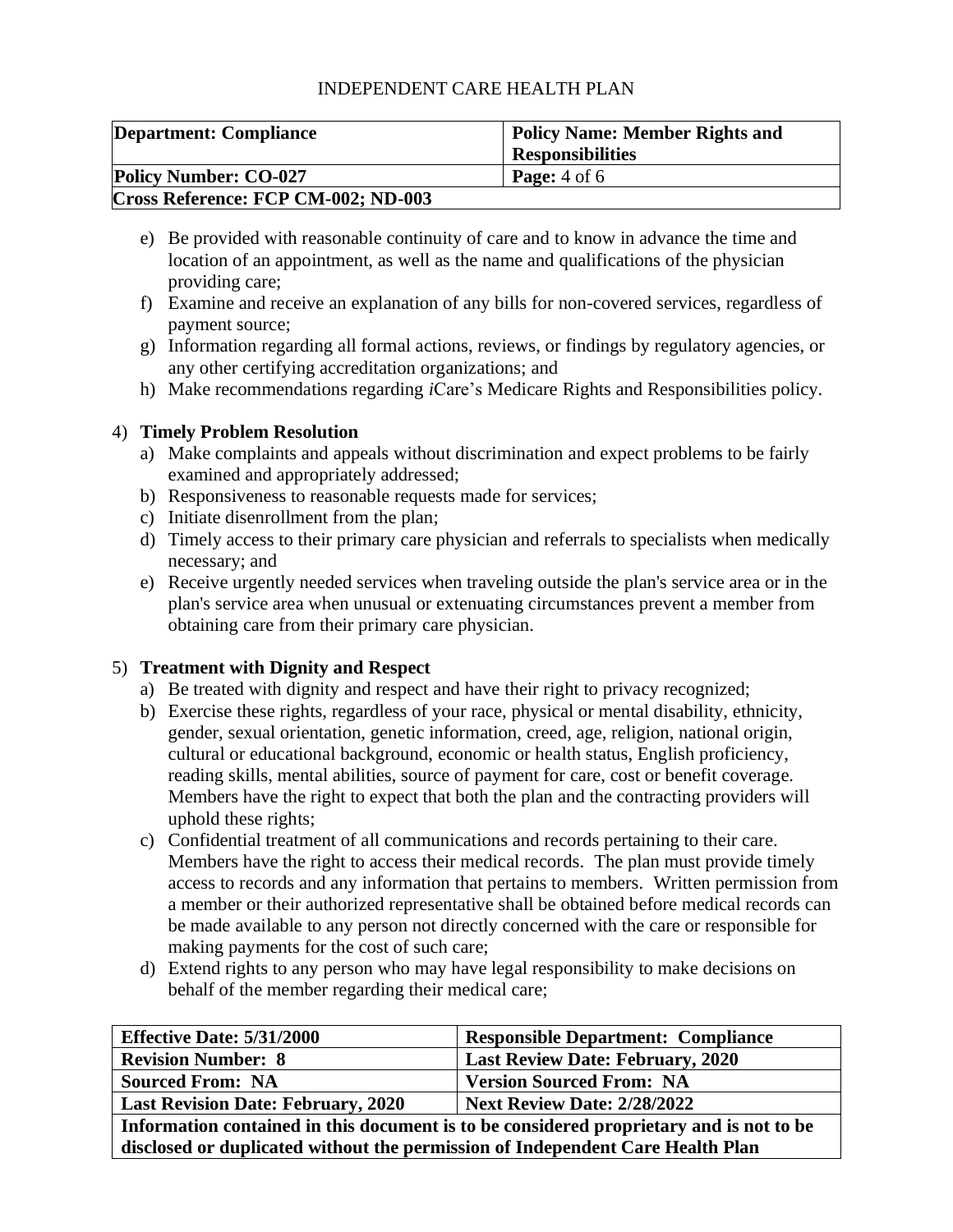e) Be provided with reasonable continuity of care and to know in advance the time and location of an appointment, as well as the name and qualifications of the physician providing care;
f) Examine and receive an explanation of any bills for non-covered services, regardless of payment source;
g) Information regarding all formal actions, reviews, or findings by regulatory agencies, or any other certifying accreditation organizations; and
h) Make recommendations regarding *i*Care's Medicare Rights and Responsibilities policy.

4) **Timely Problem Resolution**
   a) Make complaints and appeals without discrimination and expect problems to be fairly examined and appropriately addressed;
   b) Responsiveness to reasonable requests made for services;
   c) Initiate disenrollment from the plan;
   d) Timely access to their primary care physician and referrals to specialists when medically necessary; and
   e) Receive urgently needed services when traveling outside the plan's service area or in the plan's service area when unusual or extenuating circumstances prevent a member from obtaining care from their primary care physician.

5) **Treatment with Dignity and Respect**
   a) Be treated with dignity and respect and have their right to privacy recognized;
   b) Exercise these rights, regardless of your race, physical or mental disability, ethnicity, gender, sexual orientation, genetic information, creed, age, religion, national origin, cultural or educational background, economic or health status, English proficiency, reading skills, mental abilities, source of payment for care, cost or benefit coverage. Members have the right to expect that both the plan and the contracting providers will uphold these rights;
   c) Confidential treatment of all communications and records pertaining to their care. Members have the right to access their medical records. The plan must provide timely access to records and any information that pertains to members. Written permission from a member or their authorized representative shall be obtained before medical records can be made available to any person not directly concerned with the care or responsible for making payments for the cost of such care;
   d) Extend rights to any person who may have legal responsibility to make decisions on behalf of the member regarding their medical care;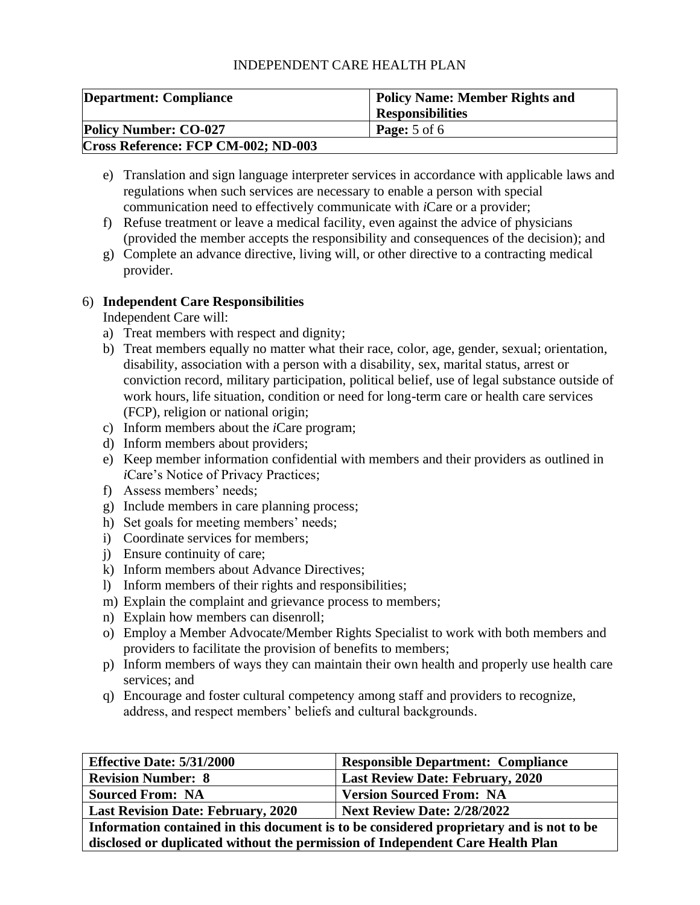e) Translation and sign language interpreter services in accordance with applicable laws and regulations when such services are necessary to enable a person with special communication need to effectively communicate with *i*Care or a provider;
f) Refuse treatment or leave a medical facility, even against the advice of physicians (provided the member accepts the responsibility and consequences of the decision); and
g) Complete an advance directive, living will, or other directive to a contracting medical provider.

6) **Independent Care Responsibilities**

Independent Care will:

a) Treat members with respect and dignity;
b) Treat members equally no matter what their race, color, age, gender, sexual; orientation, disability, association with a person with a disability, sex, marital status, arrest or conviction record, military participation, political belief, use of legal substance outside of work hours, life situation, condition or need for long-term care or health care services (FCP), religion or national origin;
c) Inform members about the *i*Care program;
d) Inform members about providers;
e) Keep member information confidential with members and their providers as outlined in *i*Care's Notice of Privacy Practices;
f) Assess members' needs;
g) Include members in care planning process;
h) Set goals for meeting members' needs;
i) Coordinate services for members;
j) Ensure continuity of care;
k) Inform members about Advance Directives;
l) Inform members of their rights and responsibilities;
m) Explain the complaint and grievance process to members;
n) Explain how members can disenroll;
o) Employ a Member Advocate/Member Rights Specialist to work with both members and providers to facilitate the provision of benefits to members;
p) Inform members of ways they can maintain their own health and properly use health care services; and
q) Encourage and foster cultural competency among staff and providers to recognize, address, and respect members' beliefs and cultural backgrounds.

| **Effective Date: 5/31/2000** | **Responsible Department: Compliance** |
|---|---|
| **Revision Number: 8** | **Last Review Date: February, 2020** |
| **Sourced From: NA** | **Version Sourced From: NA** |
| **Last Revision Date: February, 2020** | **Next Review Date: 2/28/2022** |
| **Information contained in this document is to be considered proprietary and is not to be disclosed or duplicated without the permission of Independent Care Health Plan** | |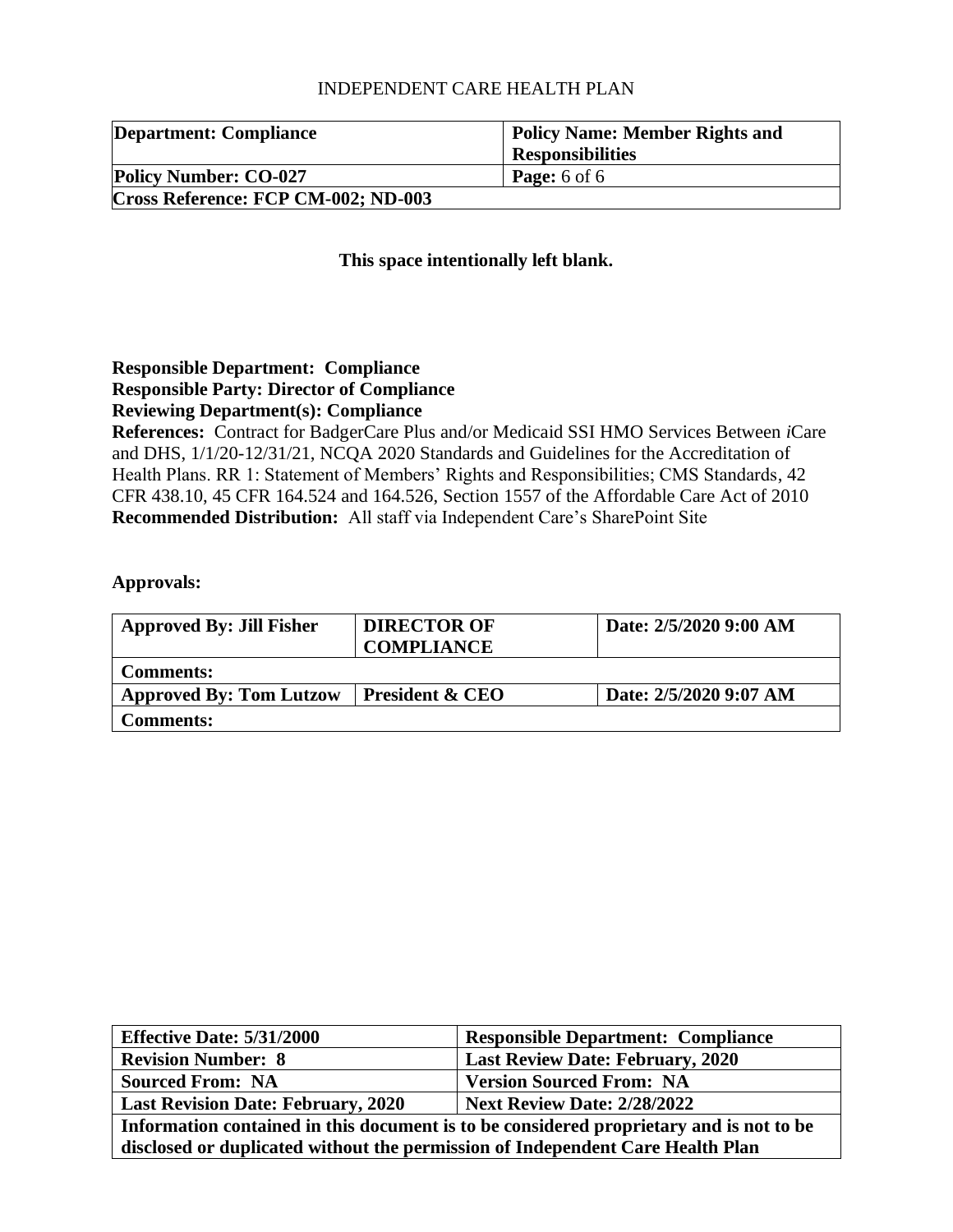**This space intentionally left blank.**

**Responsible Department: Compliance**
**Responsible Party: Director of Compliance**
**Reviewing Department(s): Compliance**
**References:** Contract for BadgerCare Plus and/or Medicaid SSI HMO Services Between *i*Care and DHS, 1/1/20-12/31/21, NCQA 2020 Standards and Guidelines for the Accreditation of Health Plans. RR 1: Statement of Members' Rights and Responsibilities; CMS Standards, 42 CFR 438.10, 45 CFR 164.524 and 164.526, Section 1557 of the Affordable Care Act of 2010
**Recommended Distribution:** All staff via Independent Care's SharePoint Site

**Approvals:**

| | | |
|---|---|---|
| **Approved By: Jill Fisher** | **DIRECTOR OF COMPLIANCE** | **Date: 2/5/2020 9:00 AM** |
| **Comments:** | | |
| **Approved By: Tom Lutzow** | **President & CEO** | **Date: 2/5/2020 9:07 AM** |
| **Comments:** | | |

| | |
|---|---|
| **Effective Date: 5/31/2000** | **Responsible Department: Compliance** |
| **Revision Number: 8** | **Last Review Date: February, 2020** |
| **Sourced From: NA** | **Version Sourced From: NA** |
| **Last Revision Date: February, 2020** | **Next Review Date: 2/28/2022** |
| **Information contained in this document is to be considered proprietary and is not to be disclosed or duplicated without the permission of Independent Care Health Plan** | |